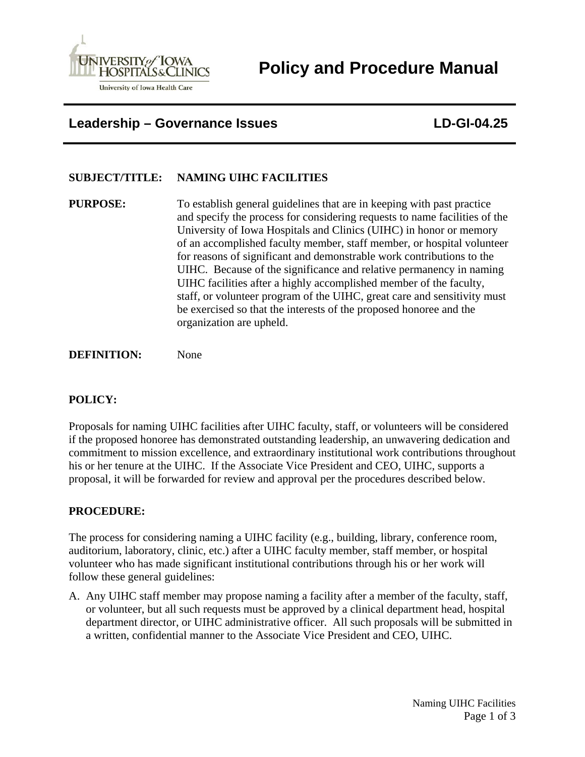# Policy and Procedure Manual

## Leadership – Governance Issues LD-GI-04.25

**SUBJECT/TITLE:** **NAMING UIHC FACILITIES**

**PURPOSE:** To establish general guidelines that are in keeping with past practice and specify the process for considering requests to name facilities of the University of Iowa Hospitals and Clinics (UIHC) in honor or memory of an accomplished faculty member, staff member, or hospital volunteer for reasons of significant and demonstrable work contributions to the UIHC. Because of the significance and relative permanency in naming UIHC facilities after a highly accomplished member of the faculty, staff, or volunteer program of the UIHC, great care and sensitivity must be exercised so that the interests of the proposed honoree and the organization are upheld.

**DEFINITION:** None

**POLICY:**

Proposals for naming UIHC facilities after UIHC faculty, staff, or volunteers will be considered if the proposed honoree has demonstrated outstanding leadership, an unwavering dedication and commitment to mission excellence, and extraordinary institutional work contributions throughout his or her tenure at the UIHC. If the Associate Vice President and CEO, UIHC, supports a proposal, it will be forwarded for review and approval per the procedures described below.

**PROCEDURE:**

The process for considering naming a UIHC facility (e.g., building, library, conference room, auditorium, laboratory, clinic, etc.) after a UIHC faculty member, staff member, or hospital volunteer who has made significant institutional contributions through his or her work will follow these general guidelines:

A. Any UIHC staff member may propose naming a facility after a member of the faculty, staff, or volunteer, but all such requests must be approved by a clinical department head, hospital department director, or UIHC administrative officer. All such proposals will be submitted in a written, confidential manner to the Associate Vice President and CEO, UIHC.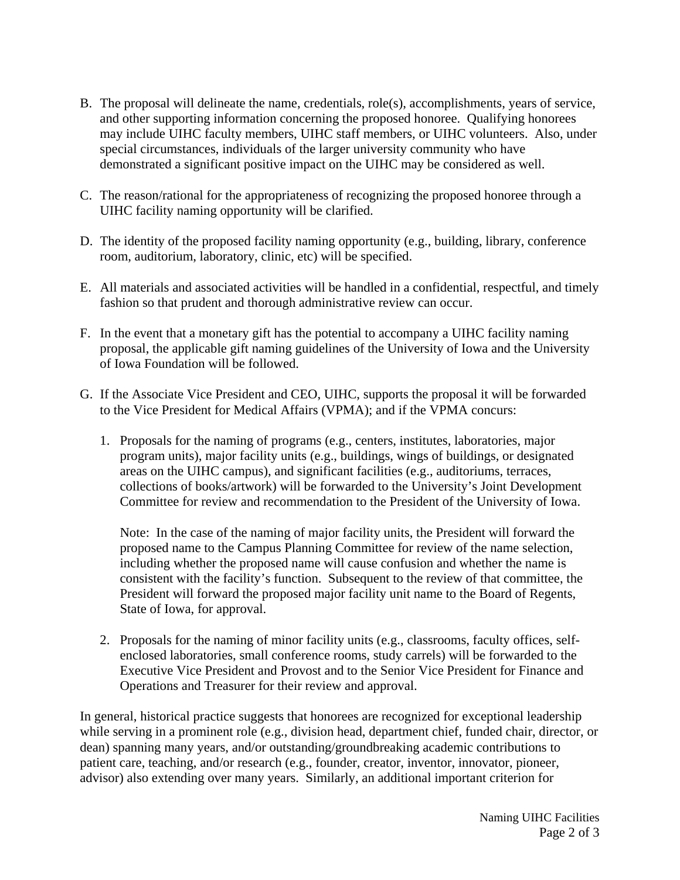B. The proposal will delineate the name, credentials, role(s), accomplishments, years of service, and other supporting information concerning the proposed honoree. Qualifying honorees may include UIHC faculty members, UIHC staff members, or UIHC volunteers. Also, under special circumstances, individuals of the larger university community who have demonstrated a significant positive impact on the UIHC may be considered as well.

C. The reason/rational for the appropriateness of recognizing the proposed honoree through a UIHC facility naming opportunity will be clarified.

D. The identity of the proposed facility naming opportunity (e.g., building, library, conference room, auditorium, laboratory, clinic, etc) will be specified.

E. All materials and associated activities will be handled in a confidential, respectful, and timely fashion so that prudent and thorough administrative review can occur.

F. In the event that a monetary gift has the potential to accompany a UIHC facility naming proposal, the applicable gift naming guidelines of the University of Iowa and the University of Iowa Foundation will be followed.

G. If the Associate Vice President and CEO, UIHC, supports the proposal it will be forwarded to the Vice President for Medical Affairs (VPMA); and if the VPMA concurs:

   1. Proposals for the naming of programs (e.g., centers, institutes, laboratories, major program units), major facility units (e.g., buildings, wings of buildings, or designated areas on the UIHC campus), and significant facilities (e.g., auditoriums, terraces, collections of books/artwork) will be forwarded to the University's Joint Development Committee for review and recommendation to the President of the University of Iowa.

      Note: In the case of the naming of major facility units, the President will forward the proposed name to the Campus Planning Committee for review of the name selection, including whether the proposed name will cause confusion and whether the name is consistent with the facility's function. Subsequent to the review of that committee, the President will forward the proposed major facility unit name to the Board of Regents, State of Iowa, for approval.

   2. Proposals for the naming of minor facility units (e.g., classrooms, faculty offices, self-enclosed laboratories, small conference rooms, study carrels) will be forwarded to the Executive Vice President and Provost and to the Senior Vice President for Finance and Operations and Treasurer for their review and approval.

In general, historical practice suggests that honorees are recognized for exceptional leadership while serving in a prominent role (e.g., division head, department chief, funded chair, director, or dean) spanning many years, and/or outstanding/groundbreaking academic contributions to patient care, teaching, and/or research (e.g., founder, creator, inventor, innovator, pioneer, advisor) also extending over many years. Similarly, an additional important criterion for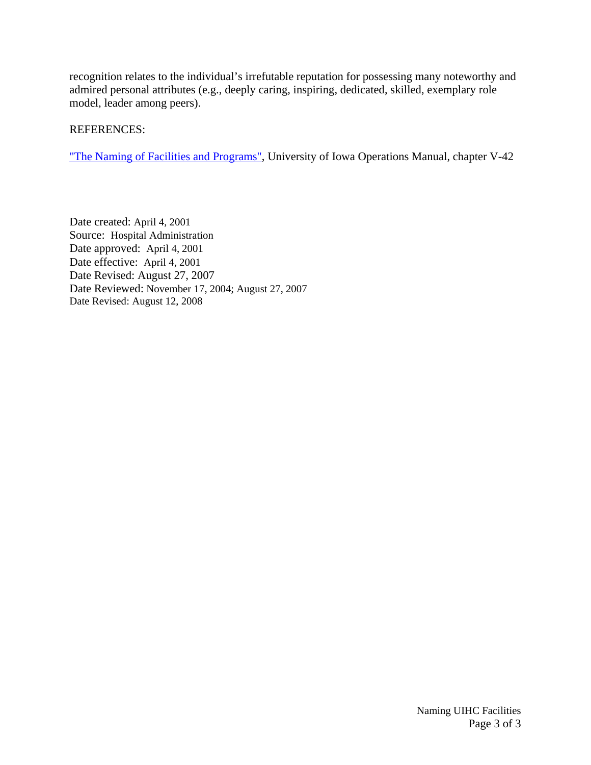recognition relates to the individual's irrefutable reputation for possessing many noteworthy and admired personal attributes (e.g., deeply caring, inspiring, dedicated, skilled, exemplary role model, leader among peers).

REFERENCES:

"The Naming of Facilities and Programs", University of Iowa Operations Manual, chapter V-42

Date created: April 4, 2001
Source: Hospital Administration
Date approved: April 4, 2001
Date effective: April 4, 2001
Date Revised: August 27, 2007
Date Reviewed: November 17, 2004; August 27, 2007
Date Revised: August 12, 2008